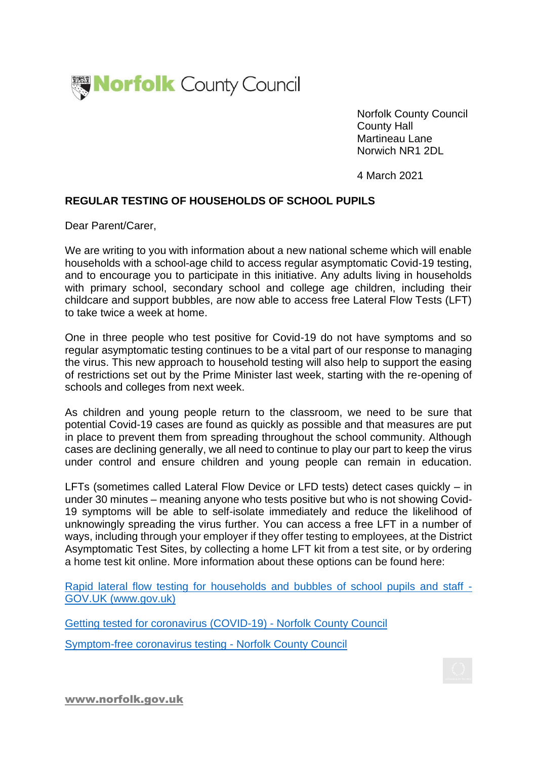**Norfolk County Council**

Norfolk County Council
County Hall
Martineau Lane
Norwich NR1 2DL

4 March 2021

**REGULAR TESTING OF HOUSEHOLDS OF SCHOOL PUPILS**

Dear Parent/Carer,

We are writing to you with information about a new national scheme which will enable households with a school-age child to access regular asymptomatic Covid-19 testing, and to encourage you to participate in this initiative. Any adults living in households with primary school, secondary school and college age children, including their childcare and support bubbles, are now able to access free Lateral Flow Tests (LFT) to take twice a week at home.

One in three people who test positive for Covid-19 do not have symptoms and so regular asymptomatic testing continues to be a vital part of our response to managing the virus. This new approach to household testing will also help to support the easing of restrictions set out by the Prime Minister last week, starting with the re-opening of schools and colleges from next week.

As children and young people return to the classroom, we need to be sure that potential Covid-19 cases are found as quickly as possible and that measures are put in place to prevent them from spreading throughout the school community. Although cases are declining generally, we all need to continue to play our part to keep the virus under control and ensure children and young people can remain in education.

LFTs (sometimes called Lateral Flow Device or LFD tests) detect cases quickly – in under 30 minutes – meaning anyone who tests positive but who is not showing Covid-19 symptoms will be able to self-isolate immediately and reduce the likelihood of unknowingly spreading the virus further. You can access a free LFT in a number of ways, including through your employer if they offer testing to employees, at the District Asymptomatic Test Sites, by collecting a home LFT kit from a test site, or by ordering a home test kit online. More information about these options can be found here:

[Rapid lateral flow testing for households and bubbles of school pupils and staff - GOV.UK (www.gov.uk)]()

[Getting tested for coronavirus (COVID-19) - Norfolk County Council]()

[Symptom-free coronavirus testing - Norfolk County Council]()

www.norfolk.gov.uk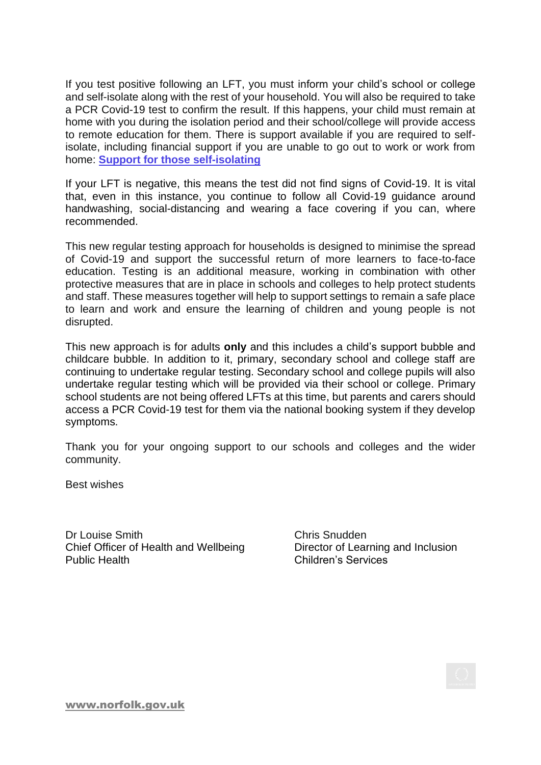If you test positive following an LFT, you must inform your child's school or college and self-isolate along with the rest of your household. You will also be required to take a PCR Covid-19 test to confirm the result. If this happens, your child must remain at home with you during the isolation period and their school/college will provide access to remote education for them. There is support available if you are required to self-isolate, including financial support if you are unable to go out to work or work from home: **Support for those self-isolating**

If your LFT is negative, this means the test did not find signs of Covid-19. It is vital that, even in this instance, you continue to follow all Covid-19 guidance around handwashing, social-distancing and wearing a face covering if you can, where recommended.

This new regular testing approach for households is designed to minimise the spread of Covid-19 and support the successful return of more learners to face-to-face education. Testing is an additional measure, working in combination with other protective measures that are in place in schools and colleges to help protect students and staff. These measures together will help to support settings to remain a safe place to learn and work and ensure the learning of children and young people is not disrupted.

This new approach is for adults **only** and this includes a child's support bubble and childcare bubble. In addition to it, primary, secondary school and college staff are continuing to undertake regular testing. Secondary school and college pupils will also undertake regular testing which will be provided via their school or college. Primary school students are not being offered LFTs at this time, but parents and carers should access a PCR Covid-19 test for them via the national booking system if they develop symptoms.

Thank you for your ongoing support to our schools and colleges and the wider community.

Best wishes

Dr Louise Smith
Chief Officer of Health and Wellbeing
Public Health

Chris Snudden
Director of Learning and Inclusion
Children's Services

**www.norfolk.gov.uk**